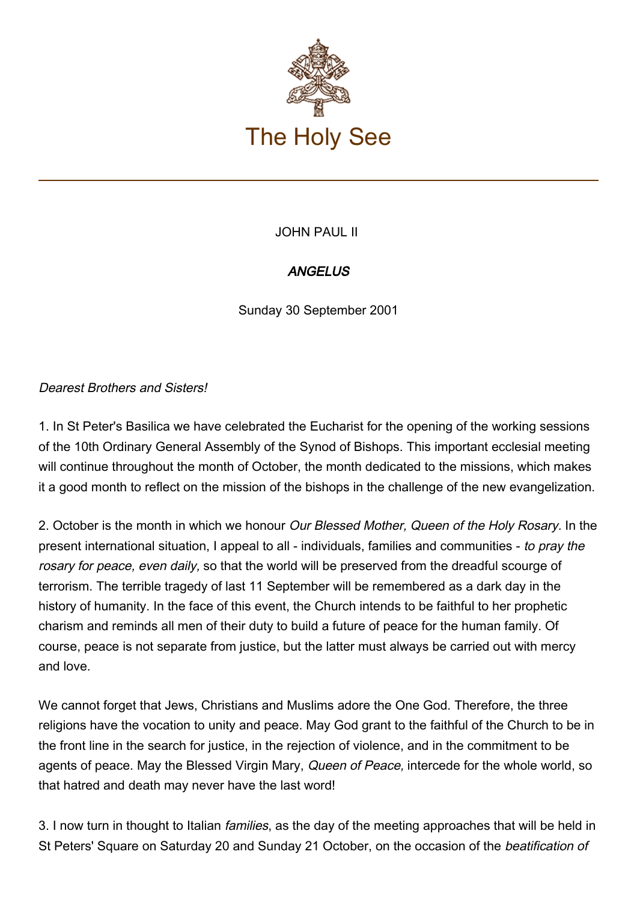# The Holy See

JOHN PAUL II

## *ANGELUS*

Sunday 30 September 2001

*Dearest Brothers and Sisters!*

1. In St Peter's Basilica we have celebrated the Eucharist for the opening of the working sessions of the 10th Ordinary General Assembly of the Synod of Bishops. This important ecclesial meeting will continue throughout the month of October, the month dedicated to the missions, which makes it a good month to reflect on the mission of the bishops in the challenge of the new evangelization.

2. October is the month in which we honour *Our Blessed Mother, Queen of the Holy Rosary.* In the present international situation, I appeal to all - individuals, families and communities - *to pray the rosary for peace, even daily,* so that the world will be preserved from the dreadful scourge of terrorism. The terrible tragedy of last 11 September will be remembered as a dark day in the history of humanity. In the face of this event, the Church intends to be faithful to her prophetic charism and reminds all men of their duty to build a future of peace for the human family. Of course, peace is not separate from justice, but the latter must always be carried out with mercy and love.

We cannot forget that Jews, Christians and Muslims adore the One God. Therefore, the three religions have the vocation to unity and peace. May God grant to the faithful of the Church to be in the front line in the search for justice, in the rejection of violence, and in the commitment to be agents of peace. May the Blessed Virgin Mary, *Queen of Peace,* intercede for the whole world, so that hatred and death may never have the last word!

3. I now turn in thought to Italian *families*, as the day of the meeting approaches that will be held in St Peters' Square on Saturday 20 and Sunday 21 October, on the occasion of the *beatification of*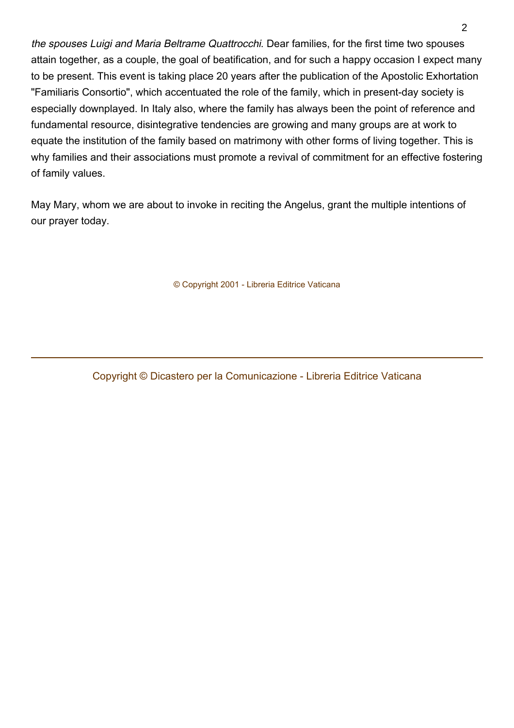*the spouses Luigi and Maria Beltrame Quattrocchi*. Dear families, for the first time two spouses attain together, as a couple, the goal of beatification, and for such a happy occasion I expect many to be present. This event is taking place 20 years after the publication of the Apostolic Exhortation "Familiaris Consortio", which accentuated the role of the family, which in present-day society is especially downplayed. In Italy also, where the family has always been the point of reference and fundamental resource, disintegrative tendencies are growing and many groups are at work to equate the institution of the family based on matrimony with other forms of living together. This is why families and their associations must promote a revival of commitment for an effective fostering of family values.

May Mary, whom we are about to invoke in reciting the Angelus, grant the multiple intentions of our prayer today.

© Copyright 2001 - Libreria Editrice Vaticana

---

Copyright © Dicastero per la Comunicazione - Libreria Editrice Vaticana